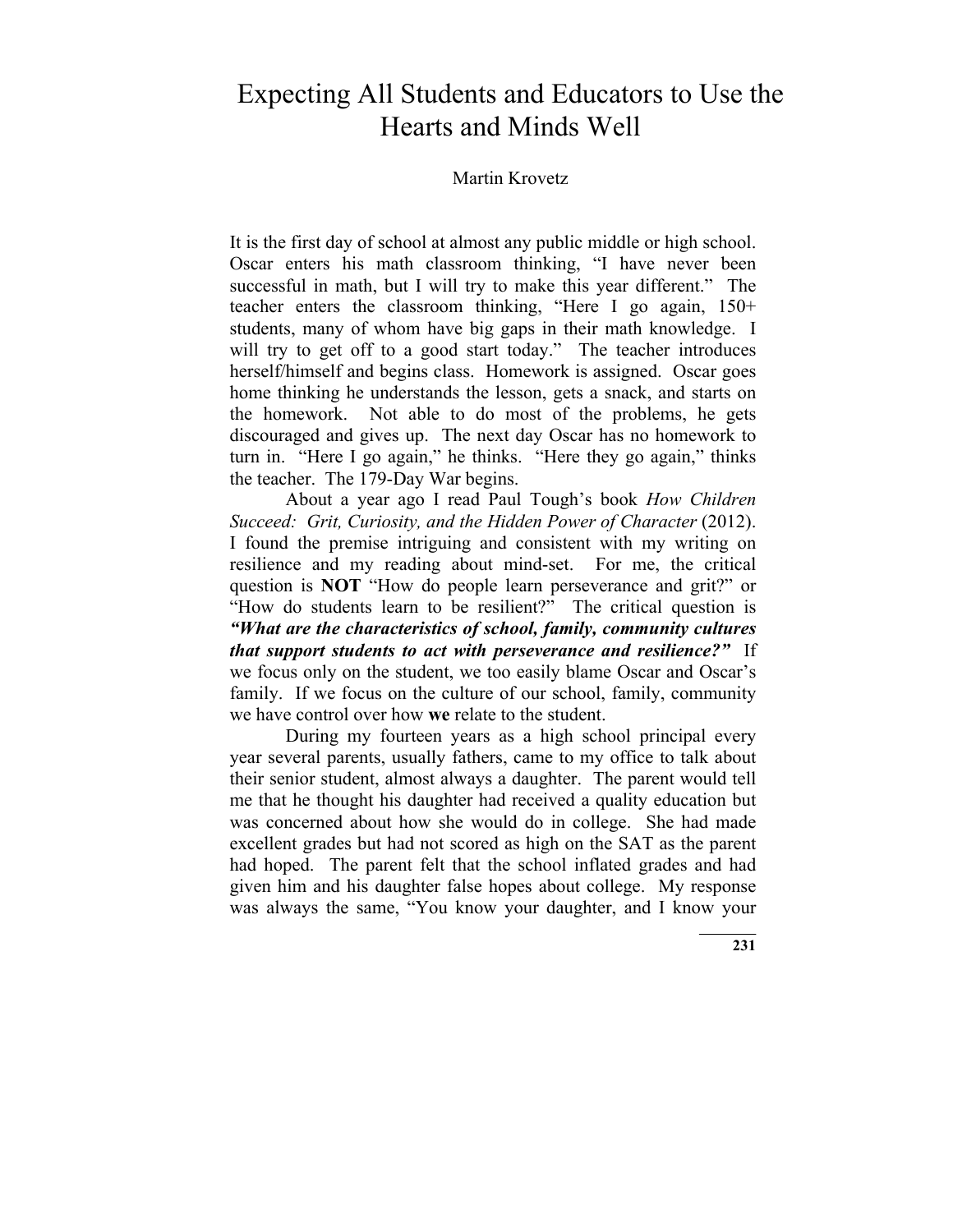# Expecting All Students and Educators to Use the Hearts and Minds Well

Martin Krovetz

It is the first day of school at almost any public middle or high school. Oscar enters his math classroom thinking, "I have never been successful in math, but I will try to make this year different." The teacher enters the classroom thinking, "Here I go again, 150+ students, many of whom have big gaps in their math knowledge. I will try to get off to a good start today." The teacher introduces herself/himself and begins class. Homework is assigned. Oscar goes home thinking he understands the lesson, gets a snack, and starts on the homework. Not able to do most of the problems, he gets discouraged and gives up. The next day Oscar has no homework to turn in. "Here I go again," he thinks. "Here they go again," thinks the teacher. The 179-Day War begins.

About a year ago I read Paul Tough's book *How Children Succeed: Grit, Curiosity, and the Hidden Power of Character* (2012). I found the premise intriguing and consistent with my writing on resilience and my reading about mind-set. For me, the critical question is **NOT** "How do people learn perseverance and grit?" or "How do students learn to be resilient?" The critical question is ***"What are the characteristics of school, family, community cultures that support students to act with perseverance and resilience?"*** If we focus only on the student, we too easily blame Oscar and Oscar's family. If we focus on the culture of our school, family, community we have control over how **we** relate to the student.

During my fourteen years as a high school principal every year several parents, usually fathers, came to my office to talk about their senior student, almost always a daughter. The parent would tell me that he thought his daughter had received a quality education but was concerned about how she would do in college. She had made excellent grades but had not scored as high on the SAT as the parent had hoped. The parent felt that the school inflated grades and had given him and his daughter false hopes about college. My response was always the same, "You know your daughter, and I know your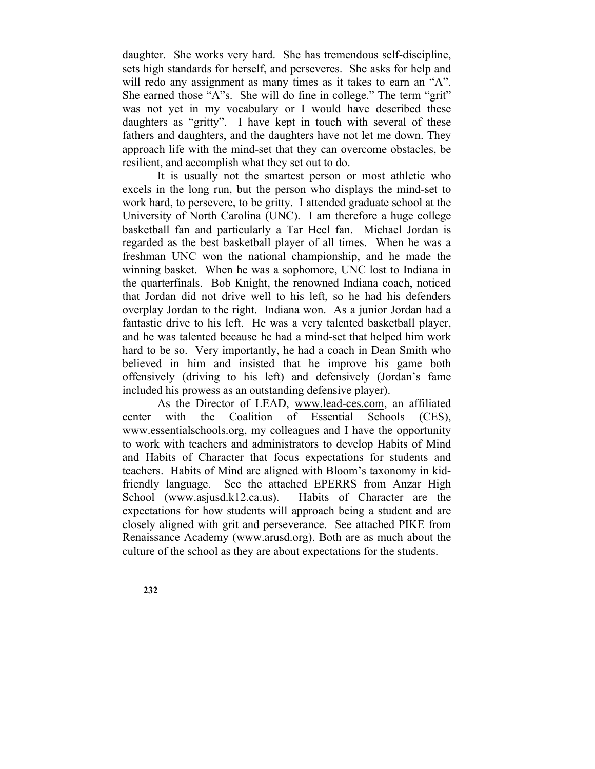daughter. She works very hard. She has tremendous self-discipline, sets high standards for herself, and perseveres. She asks for help and will redo any assignment as many times as it takes to earn an "A". She earned those "A"s. She will do fine in college." The term "grit" was not yet in my vocabulary or I would have described these daughters as "gritty". I have kept in touch with several of these fathers and daughters, and the daughters have not let me down. They approach life with the mind-set that they can overcome obstacles, be resilient, and accomplish what they set out to do.

It is usually not the smartest person or most athletic who excels in the long run, but the person who displays the mind-set to work hard, to persevere, to be gritty. I attended graduate school at the University of North Carolina (UNC). I am therefore a huge college basketball fan and particularly a Tar Heel fan. Michael Jordan is regarded as the best basketball player of all times. When he was a freshman UNC won the national championship, and he made the winning basket. When he was a sophomore, UNC lost to Indiana in the quarterfinals. Bob Knight, the renowned Indiana coach, noticed that Jordan did not drive well to his left, so he had his defenders overplay Jordan to the right. Indiana won. As a junior Jordan had a fantastic drive to his left. He was a very talented basketball player, and he was talented because he had a mind-set that helped him work hard to be so. Very importantly, he had a coach in Dean Smith who believed in him and insisted that he improve his game both offensively (driving to his left) and defensively (Jordan's fame included his prowess as an outstanding defensive player).

As the Director of LEAD, www.lead-ces.com, an affiliated center with the Coalition of Essential Schools (CES), www.essentialschools.org, my colleagues and I have the opportunity to work with teachers and administrators to develop Habits of Mind and Habits of Character that focus expectations for students and teachers. Habits of Mind are aligned with Bloom's taxonomy in kid-friendly language. See the attached EPERRS from Anzar High School (www.asjusd.k12.ca.us). Habits of Character are the expectations for how students will approach being a student and are closely aligned with grit and perseverance. See attached PIKE from Renaissance Academy (www.arusd.org). Both are as much about the culture of the school as they are about expectations for the students.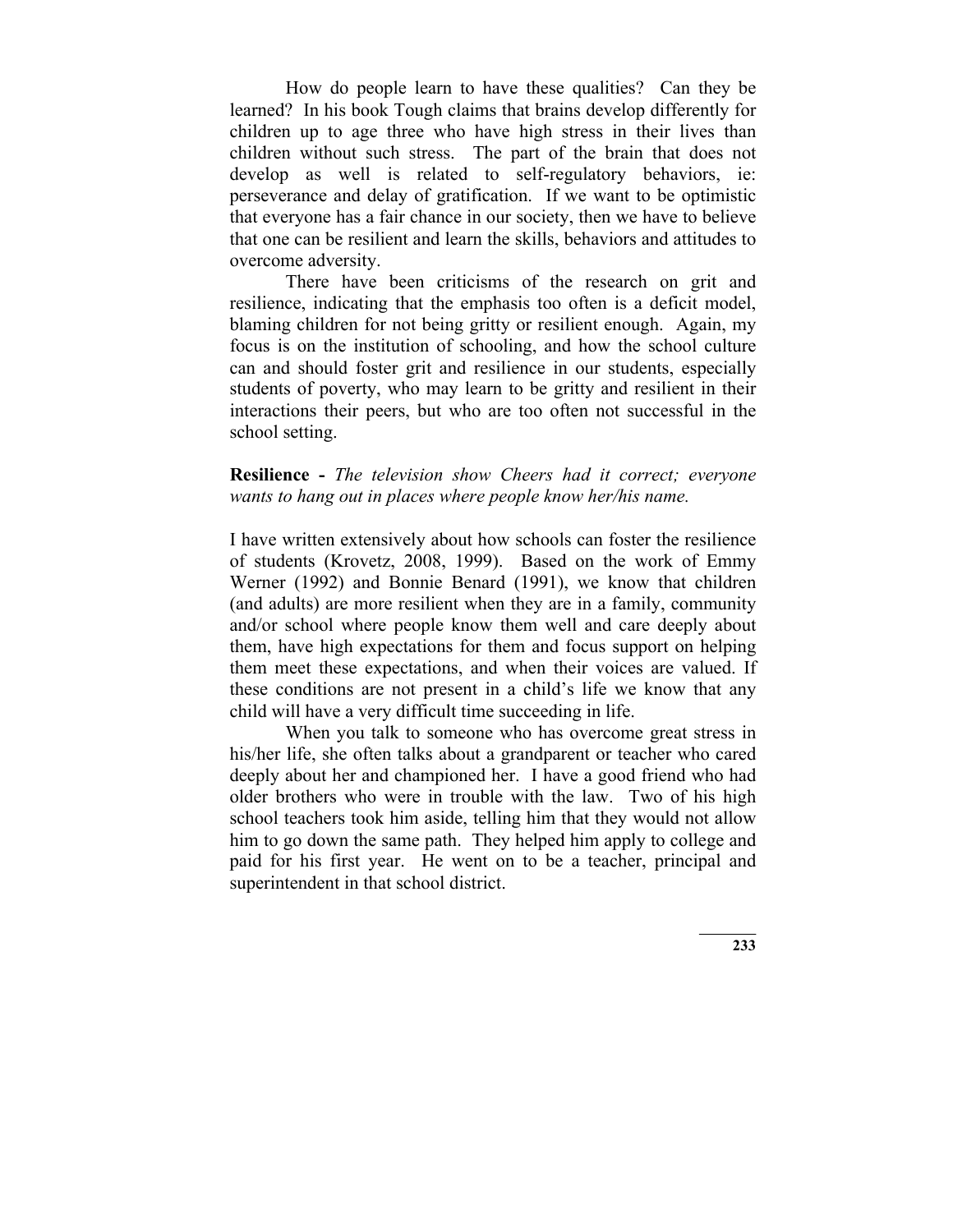How do people learn to have these qualities? Can they be learned? In his book Tough claims that brains develop differently for children up to age three who have high stress in their lives than children without such stress. The part of the brain that does not develop as well is related to self-regulatory behaviors, ie: perseverance and delay of gratification. If we want to be optimistic that everyone has a fair chance in our society, then we have to believe that one can be resilient and learn the skills, behaviors and attitudes to overcome adversity.

There have been criticisms of the research on grit and resilience, indicating that the emphasis too often is a deficit model, blaming children for not being gritty or resilient enough. Again, my focus is on the institution of schooling, and how the school culture can and should foster grit and resilience in our students, especially students of poverty, who may learn to be gritty and resilient in their interactions their peers, but who are too often not successful in the school setting.

**Resilience -** *The television show Cheers had it correct; everyone wants to hang out in places where people know her/his name.*

I have written extensively about how schools can foster the resilience of students (Krovetz, 2008, 1999). Based on the work of Emmy Werner (1992) and Bonnie Benard (1991), we know that children (and adults) are more resilient when they are in a family, community and/or school where people know them well and care deeply about them, have high expectations for them and focus support on helping them meet these expectations, and when their voices are valued. If these conditions are not present in a child's life we know that any child will have a very difficult time succeeding in life.

When you talk to someone who has overcome great stress in his/her life, she often talks about a grandparent or teacher who cared deeply about her and championed her. I have a good friend who had older brothers who were in trouble with the law. Two of his high school teachers took him aside, telling him that they would not allow him to go down the same path. They helped him apply to college and paid for his first year. He went on to be a teacher, principal and superintendent in that school district.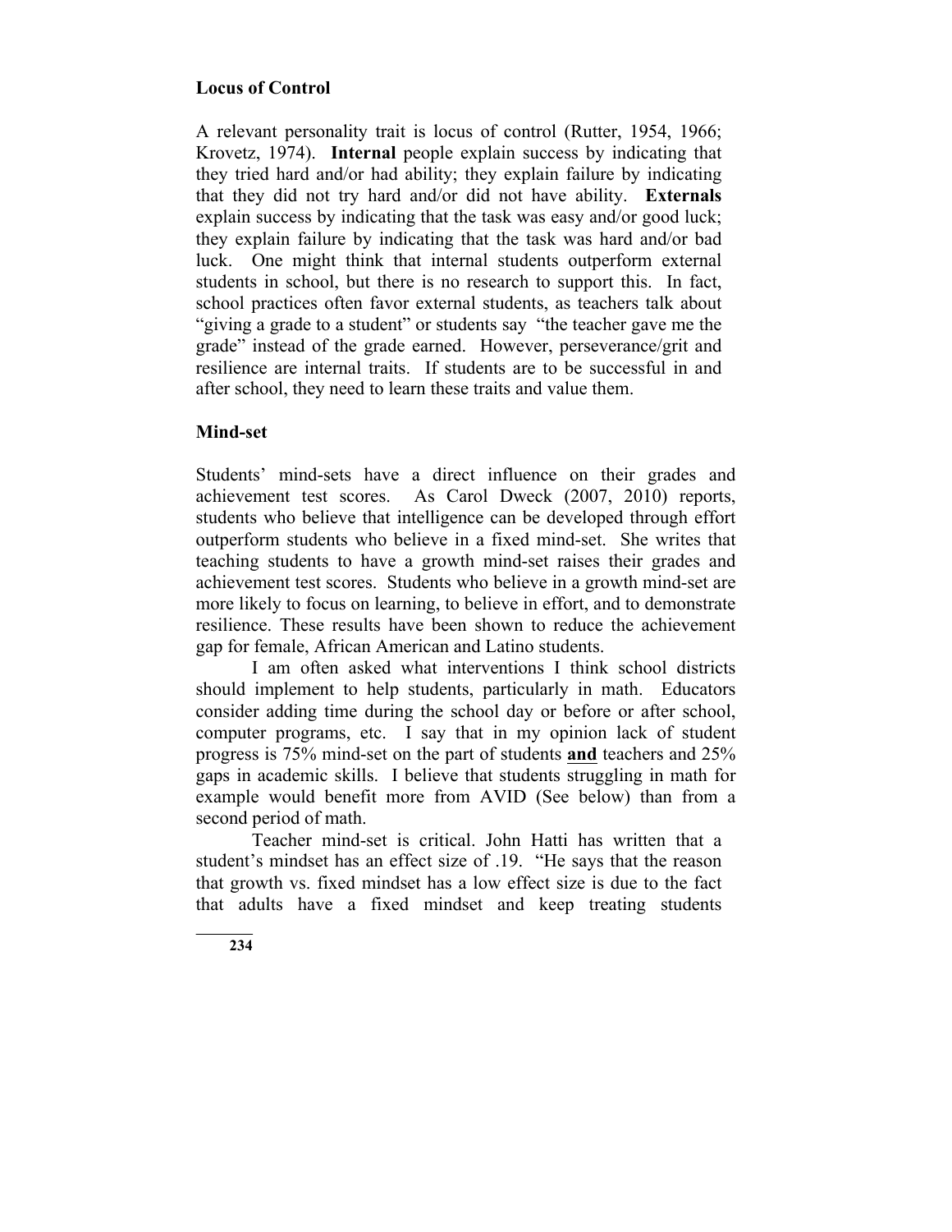## Locus of Control

A relevant personality trait is locus of control (Rutter, 1954, 1966; Krovetz, 1974). **Internal** people explain success by indicating that they tried hard and/or had ability; they explain failure by indicating that they did not try hard and/or did not have ability. **Externals** explain success by indicating that the task was easy and/or good luck; they explain failure by indicating that the task was hard and/or bad luck. One might think that internal students outperform external students in school, but there is no research to support this. In fact, school practices often favor external students, as teachers talk about "giving a grade to a student" or students say "the teacher gave me the grade" instead of the grade earned. However, perseverance/grit and resilience are internal traits. If students are to be successful in and after school, they need to learn these traits and value them.

## Mind-set

Students' mind-sets have a direct influence on their grades and achievement test scores. As Carol Dweck (2007, 2010) reports, students who believe that intelligence can be developed through effort outperform students who believe in a fixed mind-set. She writes that teaching students to have a growth mind-set raises their grades and achievement test scores. Students who believe in a growth mind-set are more likely to focus on learning, to believe in effort, and to demonstrate resilience. These results have been shown to reduce the achievement gap for female, African American and Latino students.

I am often asked what interventions I think school districts should implement to help students, particularly in math. Educators consider adding time during the school day or before or after school, computer programs, etc. I say that in my opinion lack of student progress is 75% mind-set on the part of students **<u>and</u>** teachers and 25% gaps in academic skills. I believe that students struggling in math for example would benefit more from AVID (See below) than from a second period of math.

Teacher mind-set is critical. John Hatti has written that a student's mindset has an effect size of .19. "He says that the reason that growth vs. fixed mindset has a low effect size is due to the fact that adults have a fixed mindset and keep treating students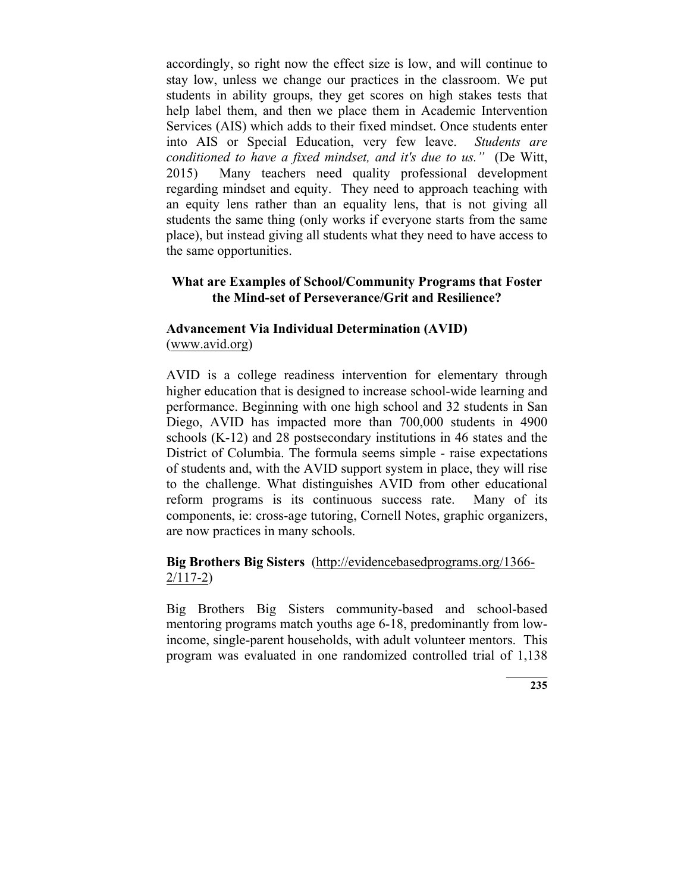accordingly, so right now the effect size is low, and will continue to stay low, unless we change our practices in the classroom. We put students in ability groups, they get scores on high stakes tests that help label them, and then we place them in Academic Intervention Services (AIS) which adds to their fixed mindset. Once students enter into AIS or Special Education, very few leave. *Students are conditioned to have a fixed mindset, and it's due to us."* (De Witt, 2015) Many teachers need quality professional development regarding mindset and equity. They need to approach teaching with an equity lens rather than an equality lens, that is not giving all students the same thing (only works if everyone starts from the same place), but instead giving all students what they need to have access to the same opportunities.

## What are Examples of School/Community Programs that Foster the Mind-set of Perseverance/Grit and Resilience?

**Advancement Via Individual Determination (AVID)**
(www.avid.org)

AVID is a college readiness intervention for elementary through higher education that is designed to increase school-wide learning and performance. Beginning with one high school and 32 students in San Diego, AVID has impacted more than 700,000 students in 4900 schools (K-12) and 28 postsecondary institutions in 46 states and the District of Columbia. The formula seems simple - raise expectations of students and, with the AVID support system in place, they will rise to the challenge. What distinguishes AVID from other educational reform programs is its continuous success rate. Many of its components, ie: cross-age tutoring, Cornell Notes, graphic organizers, are now practices in many schools.

**Big Brothers Big Sisters** (http://evidencebasedprograms.org/1366-2/117-2)

Big Brothers Big Sisters community-based and school-based mentoring programs match youths age 6-18, predominantly from low-income, single-parent households, with adult volunteer mentors. This program was evaluated in one randomized controlled trial of 1,138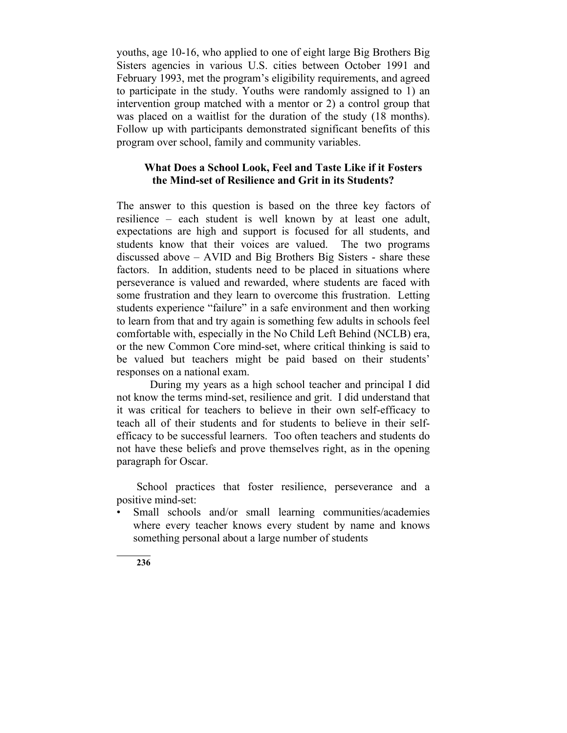youths, age 10-16, who applied to one of eight large Big Brothers Big Sisters agencies in various U.S. cities between October 1991 and February 1993, met the program's eligibility requirements, and agreed to participate in the study. Youths were randomly assigned to 1) an intervention group matched with a mentor or 2) a control group that was placed on a waitlist for the duration of the study (18 months). Follow up with participants demonstrated significant benefits of this program over school, family and community variables.

### What Does a School Look, Feel and Taste Like if it Fosters the Mind-set of Resilience and Grit in its Students?

The answer to this question is based on the three key factors of resilience – each student is well known by at least one adult, expectations are high and support is focused for all students, and students know that their voices are valued. The two programs discussed above – AVID and Big Brothers Big Sisters - share these factors. In addition, students need to be placed in situations where perseverance is valued and rewarded, where students are faced with some frustration and they learn to overcome this frustration. Letting students experience "failure" in a safe environment and then working to learn from that and try again is something few adults in schools feel comfortable with, especially in the No Child Left Behind (NCLB) era, or the new Common Core mind-set, where critical thinking is said to be valued but teachers might be paid based on their students' responses on a national exam.

During my years as a high school teacher and principal I did not know the terms mind-set, resilience and grit. I did understand that it was critical for teachers to believe in their own self-efficacy to teach all of their students and for students to believe in their self-efficacy to be successful learners. Too often teachers and students do not have these beliefs and prove themselves right, as in the opening paragraph for Oscar.

School practices that foster resilience, perseverance and a positive mind-set:

- Small schools and/or small learning communities/academies where every teacher knows every student by name and knows something personal about a large number of students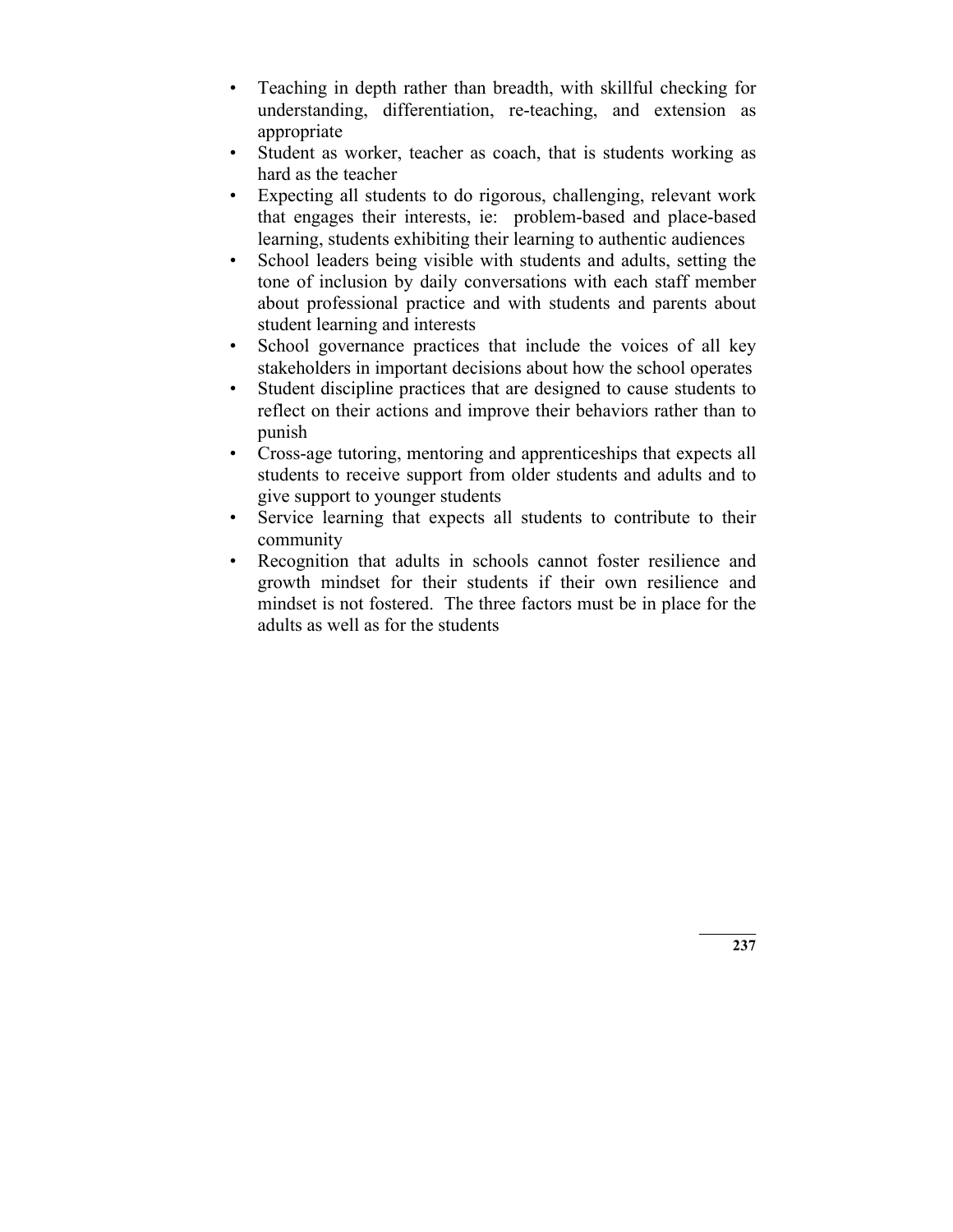- Teaching in depth rather than breadth, with skillful checking for understanding, differentiation, re-teaching, and extension as appropriate
- Student as worker, teacher as coach, that is students working as hard as the teacher
- Expecting all students to do rigorous, challenging, relevant work that engages their interests, ie: problem-based and place-based learning, students exhibiting their learning to authentic audiences
- School leaders being visible with students and adults, setting the tone of inclusion by daily conversations with each staff member about professional practice and with students and parents about student learning and interests
- School governance practices that include the voices of all key stakeholders in important decisions about how the school operates
- Student discipline practices that are designed to cause students to reflect on their actions and improve their behaviors rather than to punish
- Cross-age tutoring, mentoring and apprenticeships that expects all students to receive support from older students and adults and to give support to younger students
- Service learning that expects all students to contribute to their community
- Recognition that adults in schools cannot foster resilience and growth mindset for their students if their own resilience and mindset is not fostered. The three factors must be in place for the adults as well as for the students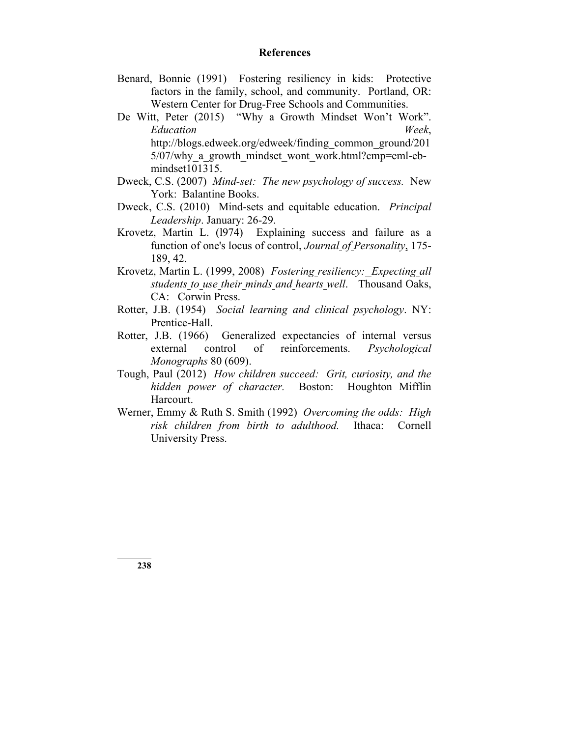# References

Benard, Bonnie (1991) Fostering resiliency in kids: Protective factors in the family, school, and community. Portland, OR: Western Center for Drug-Free Schools and Communities.

De Witt, Peter (2015) "Why a Growth Mindset Won't Work". *Education Week*, http://blogs.edweek.org/edweek/finding_common_ground/2015/07/why_a_growth_mindset_wont_work.html?cmp=eml-eb-mindset101315.

Dweck, C.S. (2007) *Mind-set: The new psychology of success.* New York: Balantine Books.

Dweck, C.S. (2010) Mind-sets and equitable education. *Principal Leadership*. January: 26-29.

Krovetz, Martin L. (l974) Explaining success and failure as a function of one's locus of control, *Journal of Personality*, 175-189, 42.

Krovetz, Martin L. (1999, 2008) *Fostering resiliency: Expecting all students to use their minds and hearts well*. Thousand Oaks, CA: Corwin Press.

Rotter, J.B. (1954) *Social learning and clinical psychology*. NY: Prentice-Hall.

Rotter, J.B. (1966) Generalized expectancies of internal versus external control of reinforcements. *Psychological Monographs* 80 (609).

Tough, Paul (2012) *How children succeed: Grit, curiosity, and the hidden power of character.* Boston: Houghton Mifflin Harcourt.

Werner, Emmy & Ruth S. Smith (1992) *Overcoming the odds: High risk children from birth to adulthood.* Ithaca: Cornell University Press.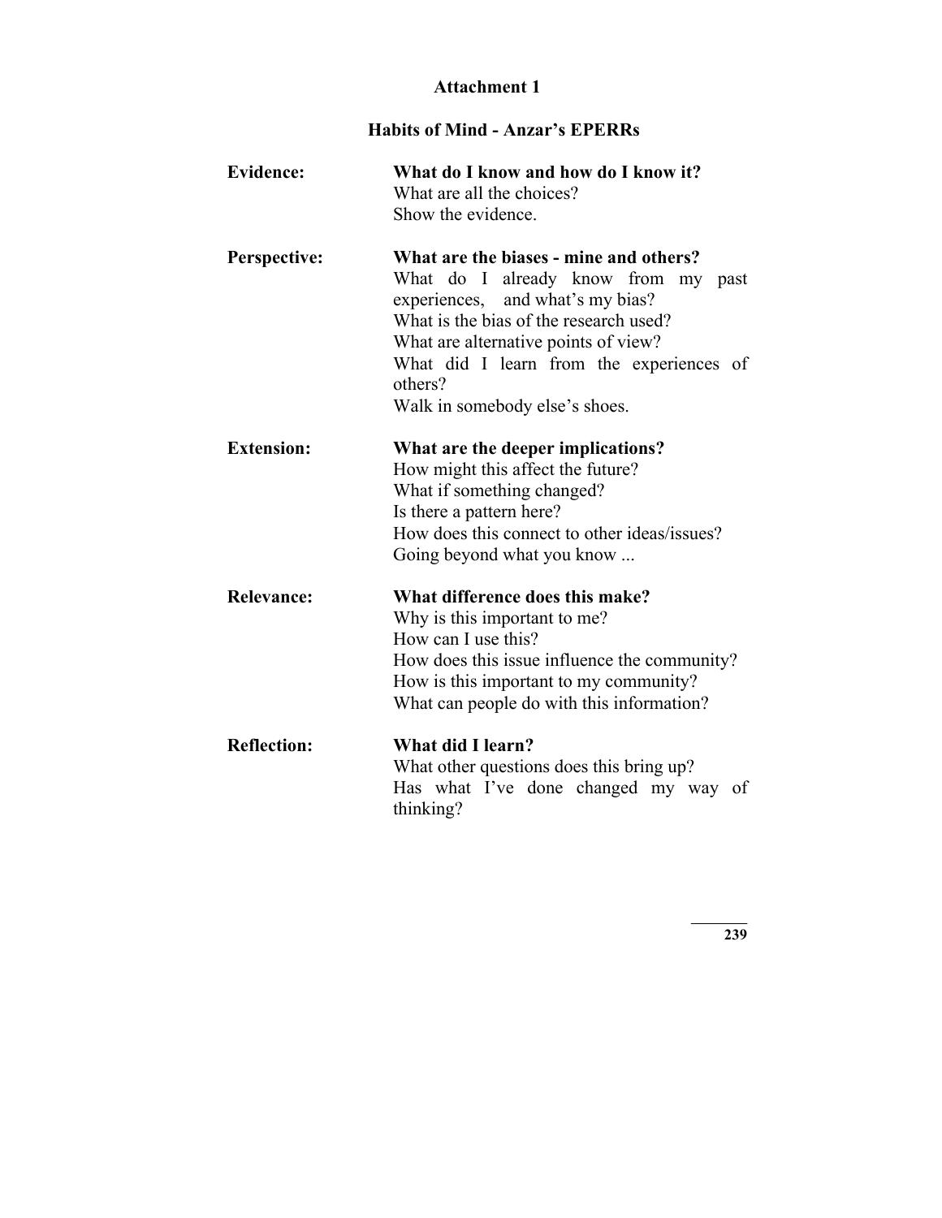# Attachment 1

## Habits of Mind - Anzar's EPERRs

**Evidence:** **What do I know and how do I know it?**
What are all the choices?
Show the evidence.

**Perspective:** **What are the biases - mine and others?**
What do I already know from my past experiences, and what's my bias?
What is the bias of the research used?
What are alternative points of view?
What did I learn from the experiences of others?
Walk in somebody else's shoes.

**Extension:** **What are the deeper implications?**
How might this affect the future?
What if something changed?
Is there a pattern here?
How does this connect to other ideas/issues?
Going beyond what you know ...

**Relevance:** **What difference does this make?**
Why is this important to me?
How can I use this?
How does this issue influence the community?
How is this important to my community?
What can people do with this information?

**Reflection:** **What did I learn?**
What other questions does this bring up?
Has what I've done changed my way of thinking?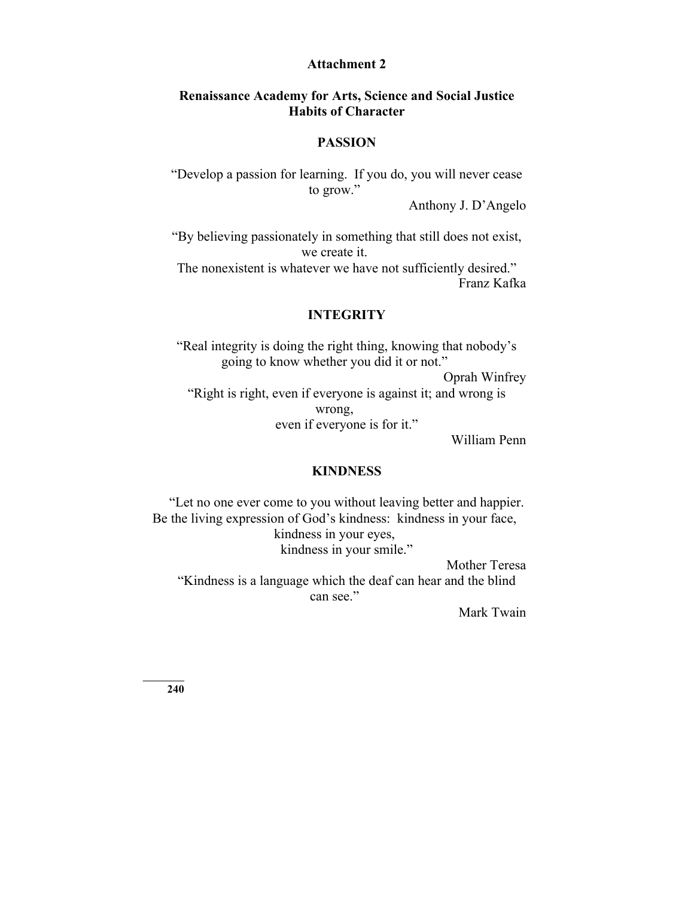**Attachment 2**

# Renaissance Academy for Arts, Science and Social Justice
## Habits of Character

### PASSION

"Develop a passion for learning. If you do, you will never cease to grow."

Anthony J. D'Angelo

"By believing passionately in something that still does not exist, we create it.
The nonexistent is whatever we have not sufficiently desired."

Franz Kafka

### INTEGRITY

"Real integrity is doing the right thing, knowing that nobody's going to know whether you did it or not."

Oprah Winfrey

"Right is right, even if everyone is against it; and wrong is wrong,
even if everyone is for it."

William Penn

### KINDNESS

"Let no one ever come to you without leaving better and happier.
Be the living expression of God's kindness: kindness in your face,
kindness in your eyes,
kindness in your smile."

Mother Teresa

"Kindness is a language which the deaf can hear and the blind can see."

Mark Twain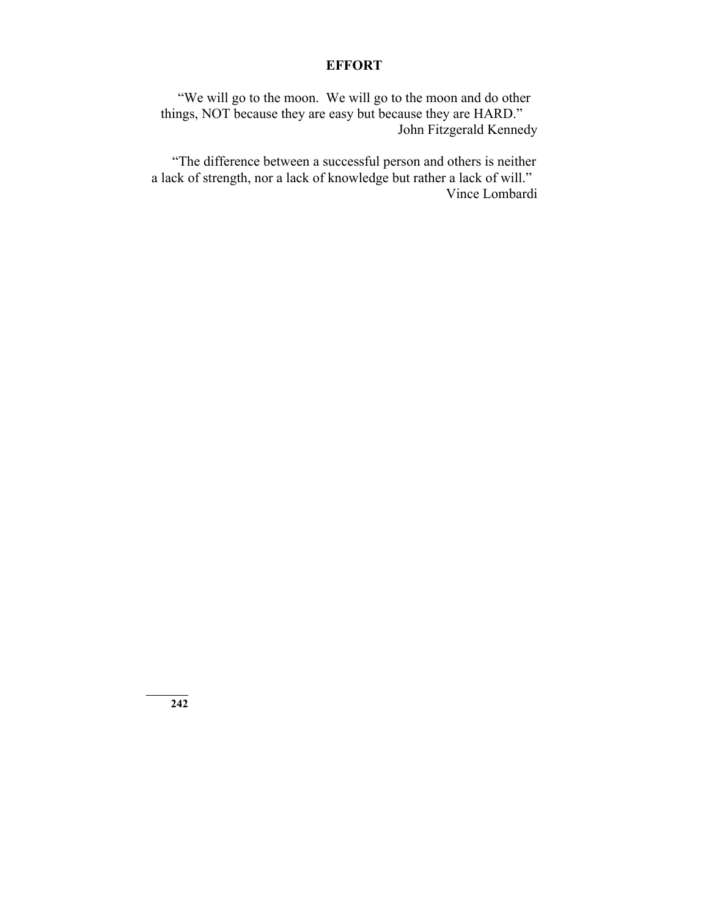## EFFORT

"We will go to the moon. We will go to the moon and do other things, NOT because they are easy but because they are HARD."

John Fitzgerald Kennedy

"The difference between a successful person and others is neither a lack of strength, nor a lack of knowledge but rather a lack of will."

Vince Lombardi